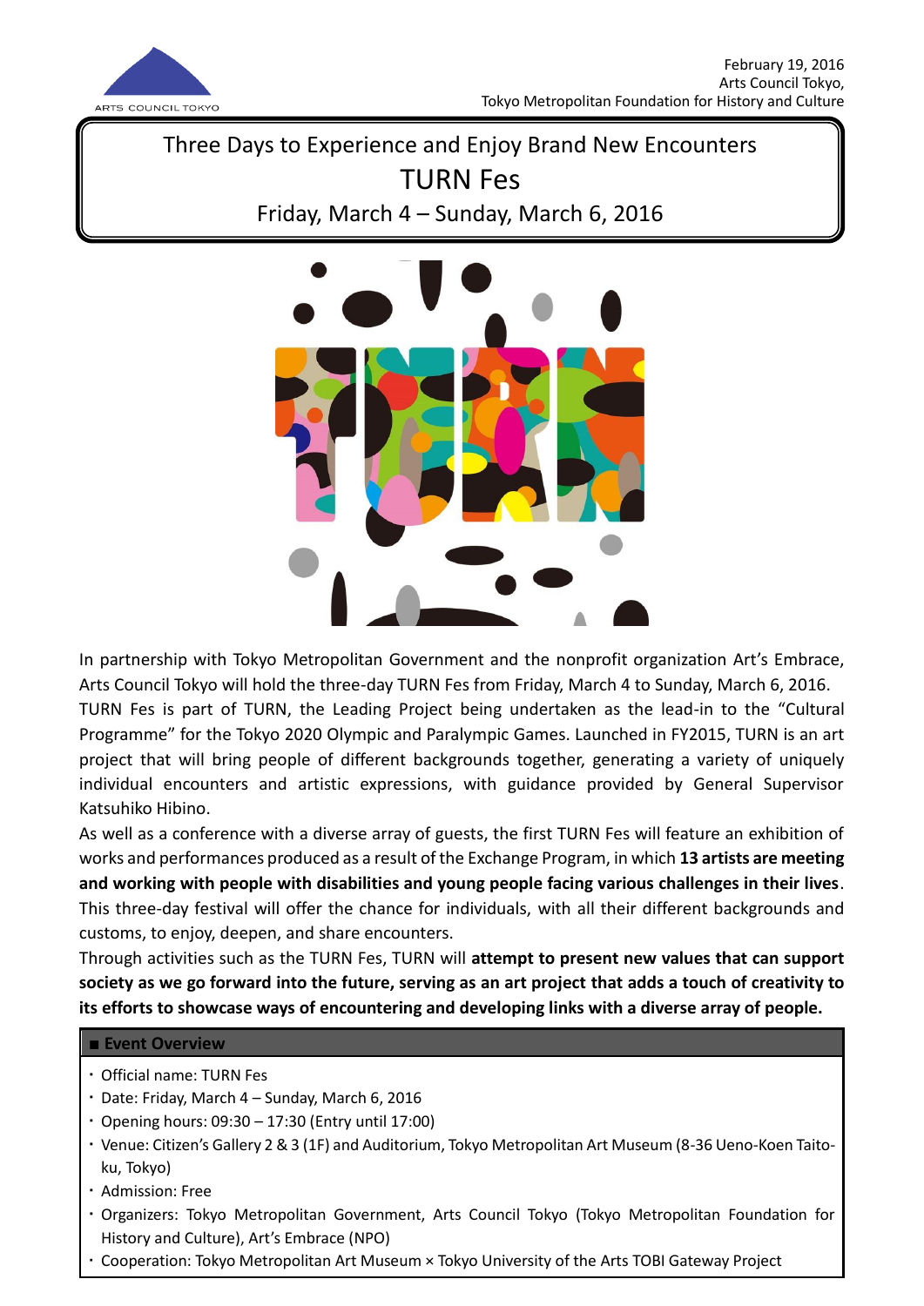February 19, 2016
Arts Council Tokyo,
Tokyo Metropolitan Foundation for History and Culture

# Three Days to Experience and Enjoy Brand New Encounters
# TURN Fes
## Friday, March 4 – Sunday, March 6, 2016

In partnership with Tokyo Metropolitan Government and the nonprofit organization Art's Embrace, Arts Council Tokyo will hold the three-day TURN Fes from Friday, March 4 to Sunday, March 6, 2016.
TURN Fes is part of TURN, the Leading Project being undertaken as the lead-in to the "Cultural Programme" for the Tokyo 2020 Olympic and Paralympic Games. Launched in FY2015, TURN is an art project that will bring people of different backgrounds together, generating a variety of uniquely individual encounters and artistic expressions, with guidance provided by General Supervisor Katsuhiko Hibino.
As well as a conference with a diverse array of guests, the first TURN Fes will feature an exhibition of works and performances produced as a result of the Exchange Program, in which **13 artists are meeting and working with people with disabilities and young people facing various challenges in their lives**.
This three-day festival will offer the chance for individuals, with all their different backgrounds and customs, to enjoy, deepen, and share encounters.
Through activities such as the TURN Fes, TURN will **attempt to present new values that can support society as we go forward into the future, serving as an art project that adds a touch of creativity to its efforts to showcase ways of encountering and developing links with a diverse array of people.**

### ■ Event Overview

- Official name: TURN Fes
- Date: Friday, March 4 – Sunday, March 6, 2016
- Opening hours: 09:30 – 17:30 (Entry until 17:00)
- Venue: Citizen's Gallery 2 & 3 (1F) and Auditorium, Tokyo Metropolitan Art Museum (8-36 Ueno-Koen Taito-ku, Tokyo)
- Admission: Free
- Organizers: Tokyo Metropolitan Government, Arts Council Tokyo (Tokyo Metropolitan Foundation for History and Culture), Art's Embrace (NPO)
- Cooperation: Tokyo Metropolitan Art Museum × Tokyo University of the Arts TOBI Gateway Project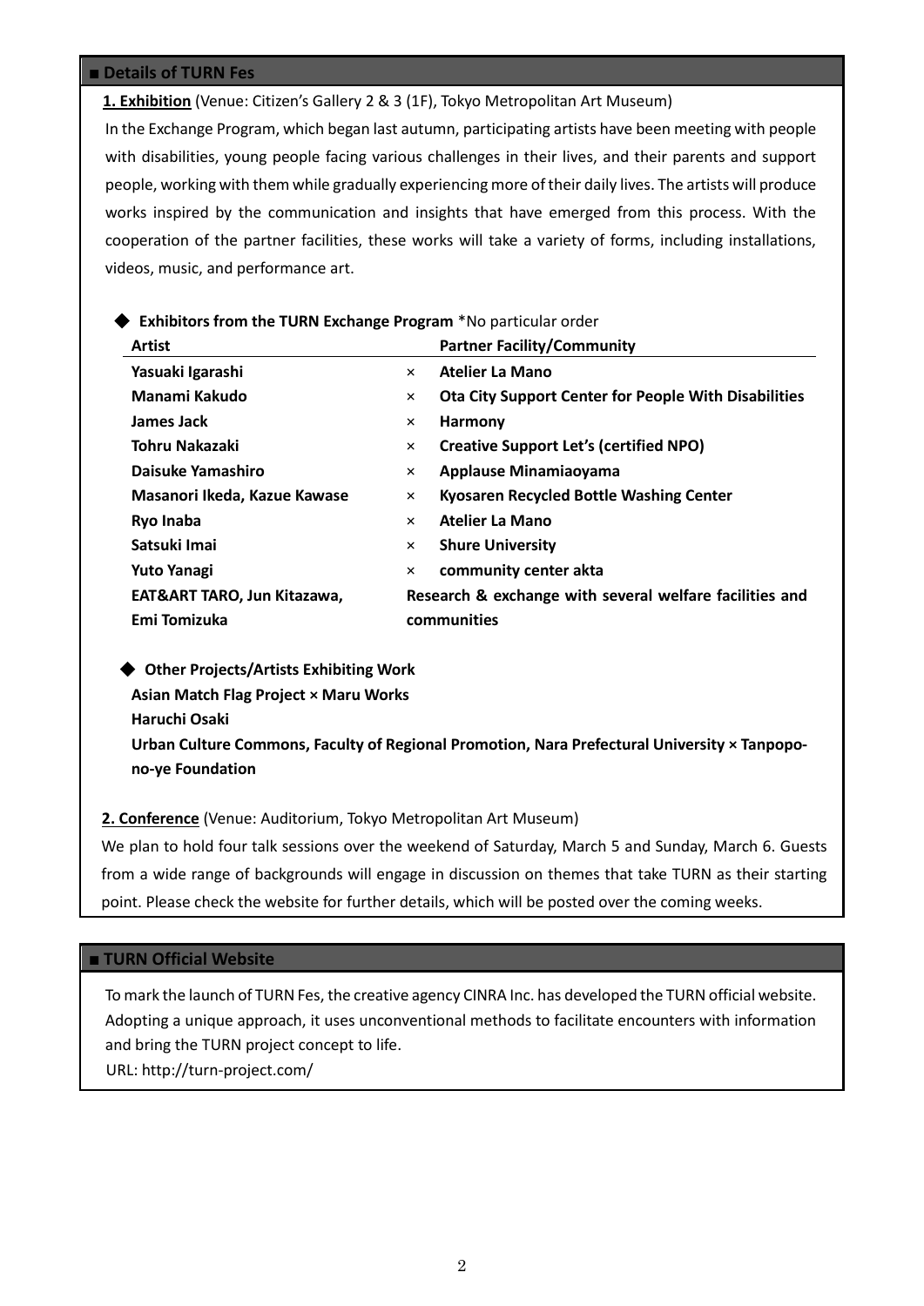## ■ Details of TURN Fes

**1. Exhibition** (Venue: Citizen's Gallery 2 & 3 (1F), Tokyo Metropolitan Art Museum)

In the Exchange Program, which began last autumn, participating artists have been meeting with people with disabilities, young people facing various challenges in their lives, and their parents and support people, working with them while gradually experiencing more of their daily lives. The artists will produce works inspired by the communication and insights that have emerged from this process. With the cooperation of the partner facilities, these works will take a variety of forms, including installations, videos, music, and performance art.

◆ **Exhibitors from the TURN Exchange Program** *No particular order

| Artist | | Partner Facility/Community |
|---|---|---|
| **Yasuaki Igarashi** | × | **Atelier La Mano** |
| **Manami Kakudo** | × | **Ota City Support Center for People With Disabilities** |
| **James Jack** | × | **Harmony** |
| **Tohru Nakazaki** | × | **Creative Support Let's (certified NPO)** |
| **Daisuke Yamashiro** | × | **Applause Minamiaoyama** |
| **Masanori Ikeda, Kazue Kawase** | × | **Kyosaren Recycled Bottle Washing Center** |
| **Ryo Inaba** | × | **Atelier La Mano** |
| **Satsuki Imai** | × | **Shure University** |
| **Yuto Yanagi** | × | **community center akta** |
| **EAT&ART TARO, Jun Kitazawa, Emi Tomizuka** | | **Research & exchange with several welfare facilities and communities** |

◆ **Other Projects/Artists Exhibiting Work**

**Asian Match Flag Project × Maru Works**

**Haruchi Osaki**

**Urban Culture Commons, Faculty of Regional Promotion, Nara Prefectural University × Tanpopo-no-ye Foundation**

**2. Conference** (Venue: Auditorium, Tokyo Metropolitan Art Museum)

We plan to hold four talk sessions over the weekend of Saturday, March 5 and Sunday, March 6. Guests from a wide range of backgrounds will engage in discussion on themes that take TURN as their starting point. Please check the website for further details, which will be posted over the coming weeks.

## ■ TURN Official Website

To mark the launch of TURN Fes, the creative agency CINRA Inc. has developed the TURN official website. Adopting a unique approach, it uses unconventional methods to facilitate encounters with information and bring the TURN project concept to life.

URL: http://turn-project.com/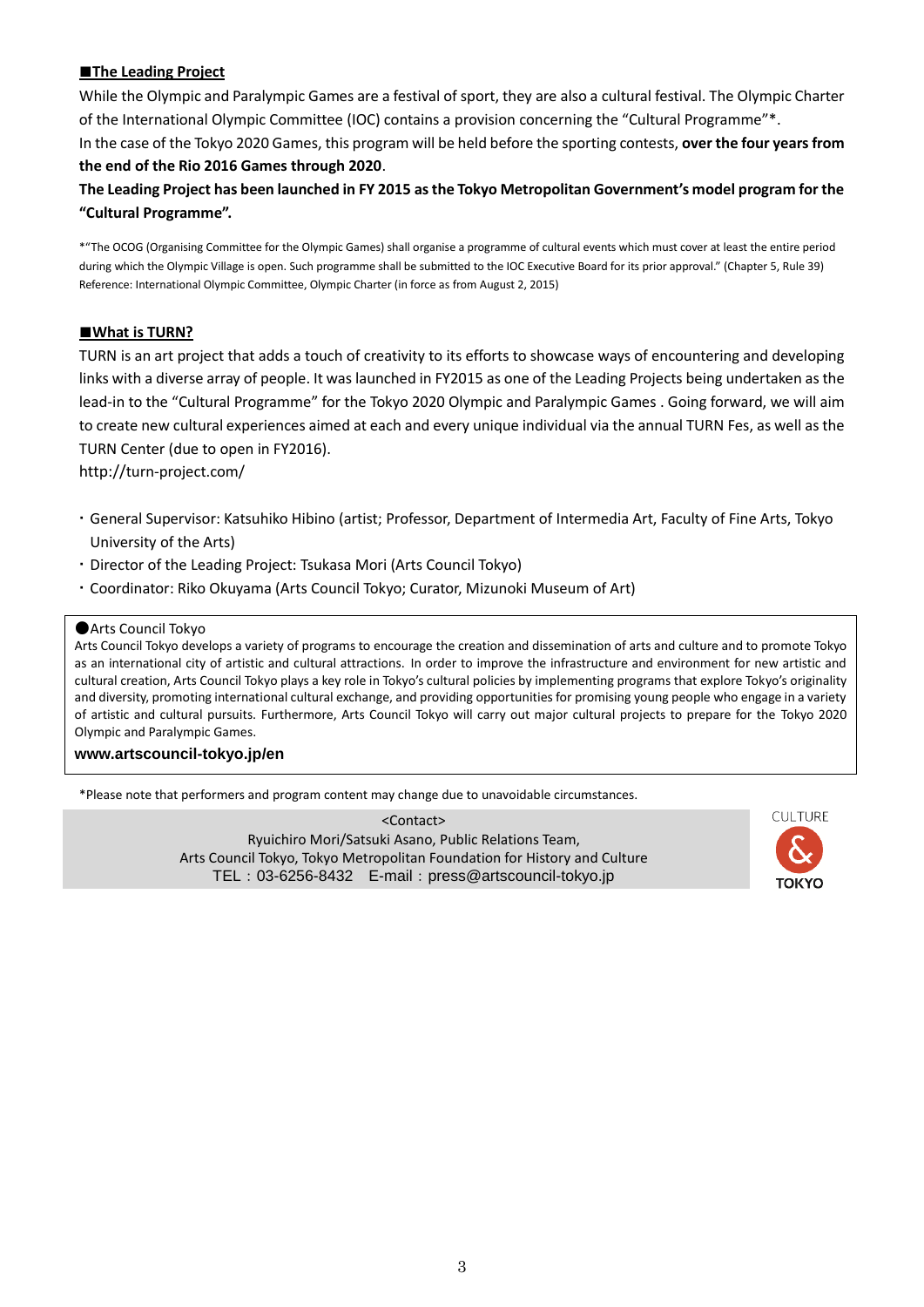## ■The Leading Project

While the Olympic and Paralympic Games are a festival of sport, they are also a cultural festival. The Olympic Charter of the International Olympic Committee (IOC) contains a provision concerning the "Cultural Programme"*.

In the case of the Tokyo 2020 Games, this program will be held before the sporting contests, **over the four years from the end of the Rio 2016 Games through 2020**.

**The Leading Project has been launched in FY 2015 as the Tokyo Metropolitan Government's model program for the "Cultural Programme".**

*"The OCOG (Organising Committee for the Olympic Games) shall organise a programme of cultural events which must cover at least the entire period during which the Olympic Village is open. Such programme shall be submitted to the IOC Executive Board for its prior approval." (Chapter 5, Rule 39)
Reference: International Olympic Committee, Olympic Charter (in force as from August 2, 2015)

## ■What is TURN?

TURN is an art project that adds a touch of creativity to its efforts to showcase ways of encountering and developing links with a diverse array of people. It was launched in FY2015 as one of the Leading Projects being undertaken as the lead-in to the "Cultural Programme" for the Tokyo 2020 Olympic and Paralympic Games . Going forward, we will aim to create new cultural experiences aimed at each and every unique individual via the annual TURN Fes, as well as the TURN Center (due to open in FY2016).

http://turn-project.com/

- General Supervisor: Katsuhiko Hibino (artist; Professor, Department of Intermedia Art, Faculty of Fine Arts, Tokyo University of the Arts)
- Director of the Leading Project: Tsukasa Mori (Arts Council Tokyo)
- Coordinator: Riko Okuyama (Arts Council Tokyo; Curator, Mizunoki Museum of Art)

●Arts Council Tokyo

Arts Council Tokyo develops a variety of programs to encourage the creation and dissemination of arts and culture and to promote Tokyo as an international city of artistic and cultural attractions. In order to improve the infrastructure and environment for new artistic and cultural creation, Arts Council Tokyo plays a key role in Tokyo's cultural policies by implementing programs that explore Tokyo's originality and diversity, promoting international cultural exchange, and providing opportunities for promising young people who engage in a variety of artistic and cultural pursuits. Furthermore, Arts Council Tokyo will carry out major cultural projects to prepare for the Tokyo 2020 Olympic and Paralympic Games.

**www.artscouncil-tokyo.jp/en**

*Please note that performers and program content may change due to unavoidable circumstances.

<Contact>
Ryuichiro Mori/Satsuki Asano, Public Relations Team,
Arts Council Tokyo, Tokyo Metropolitan Foundation for History and Culture
TEL：03-6256-8432　E-mail：press@artscouncil-tokyo.jp

CULTURE & TOKYO